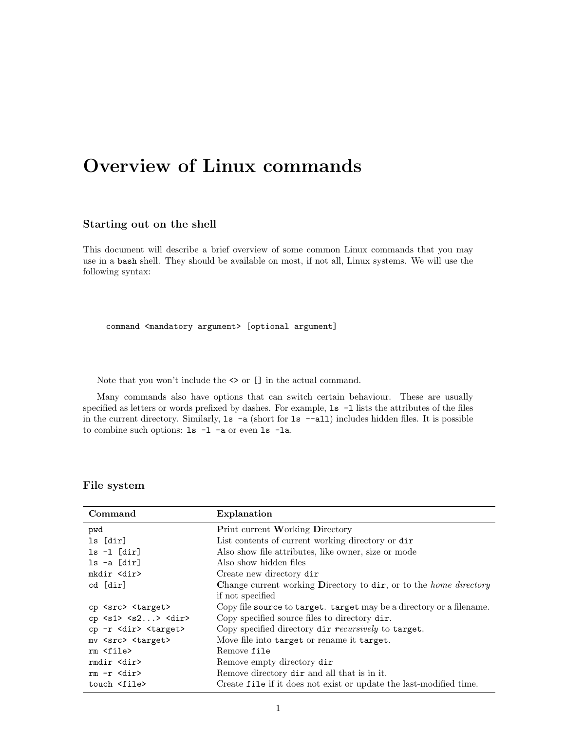# Overview of Linux commands

## Starting out on the shell

This document will describe a brief overview of some common Linux commands that you may use in a `bash` shell. They should be available on most, if not all, Linux systems. We will use the following syntax:

```
command <mandatory argument> [optional argument]
```

Note that you won't include the `<>` or `[]` in the actual command.

Many commands also have options that can switch certain behaviour. These are usually specified as letters or words prefixed by dashes. For example, `ls -l` lists the attributes of the files in the current directory. Similarly, `ls -a` (short for `ls --all`) includes hidden files. It is possible to combine such options: `ls -l -a` or even `ls -la`.

## File system

| Command | Explanation |
|---|---|
| `pwd` | **P**rint current **W**orking **D**irectory |
| `ls [dir]` | List contents of current working directory or `dir` |
| `ls -l [dir]` | Also show file attributes, like owner, size or mode |
| `ls -a [dir]` | Also show hidden files |
| `mkdir <dir>` | Create new directory `dir` |
| `cd [dir]` | **C**hange current working **D**irectory to `dir`, or to the *home directory* if not specified |
| `cp <src> <target>` | Copy file `source` to `target`. `target` may be a directory or a filename. |
| `cp <s1> <s2...> <dir>` | Copy specified source files to directory `dir`. |
| `cp -r <dir> <target>` | Copy specified directory `dir` *recursively* to `target`. |
| `mv <src> <target>` | Move file into `target` or rename it `target`. |
| `rm <file>` | Remove `file` |
| `rmdir <dir>` | Remove empty directory `dir` |
| `rm -r <dir>` | Remove directory `dir` and all that is in it. |
| `touch <file>` | Create `file` if it does not exist or update the last-modified time. |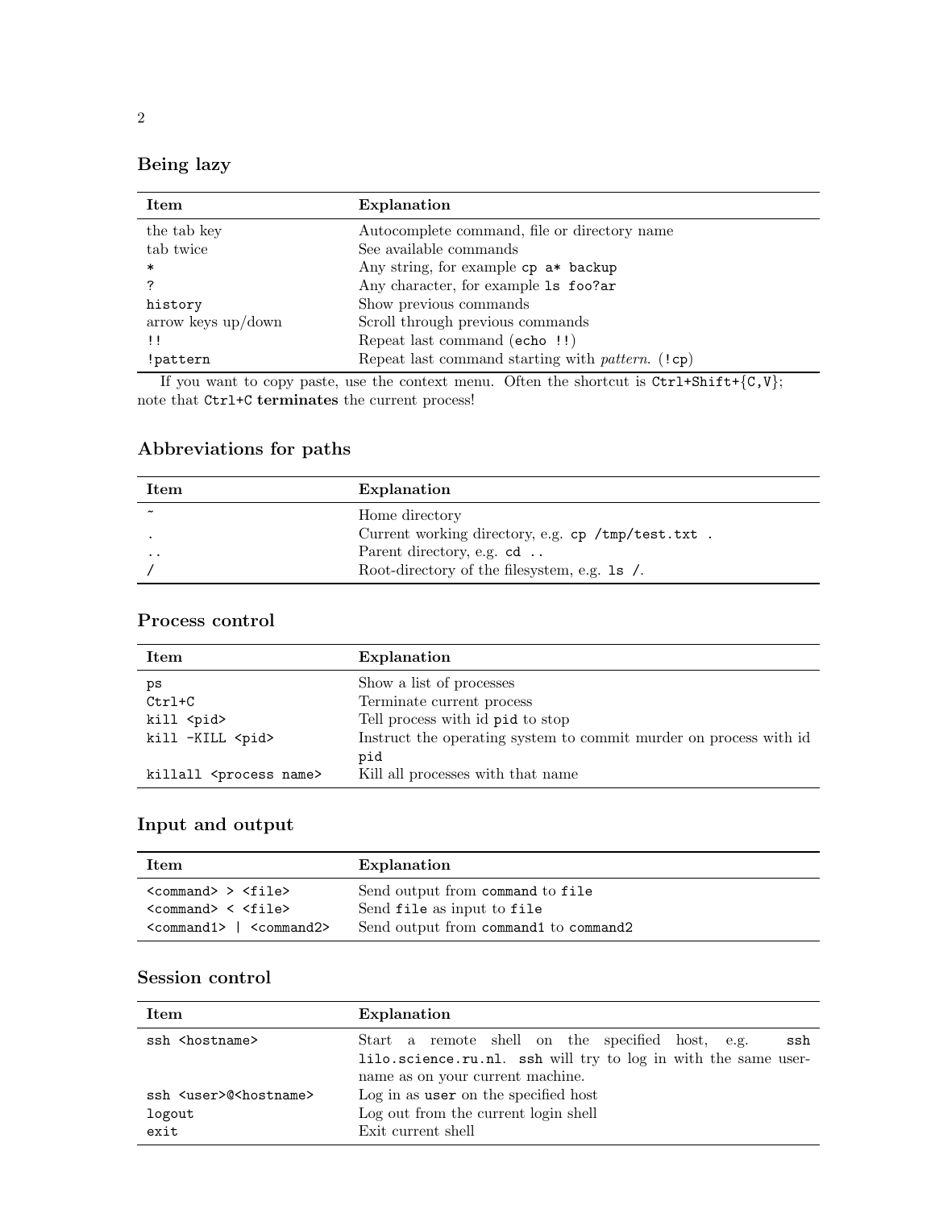## Being lazy

| Item | Explanation |
|---|---|
| the tab key | Autocomplete command, file or directory name |
| tab twice | See available commands |
| `*` | Any string, for example `cp a* backup` |
| `?` | Any character, for example `ls foo?ar` |
| `history` | Show previous commands |
| arrow keys up/down | Scroll through previous commands |
| `!!` | Repeat last command (`echo !!`) |
| `!pattern` | Repeat last command starting with *pattern*. (`!cp`) |

If you want to copy paste, use the context menu. Often the shortcut is `Ctrl+Shift+{C,V}`; note that `Ctrl+C` **terminates** the current process!

## Abbreviations for paths

| Item | Explanation |
|---|---|
| `~` | Home directory |
| `.` | Current working directory, e.g. `cp /tmp/test.txt .` |
| `..` | Parent directory, e.g. `cd ..` |
| `/` | Root-directory of the filesystem, e.g. `ls /`. |

## Process control

| Item | Explanation |
|---|---|
| `ps` | Show a list of processes |
| `Ctrl+C` | Terminate current process |
| `kill <pid>` | Tell process with id `pid` to stop |
| `kill -KILL <pid>` | Instruct the operating system to commit murder on process with id `pid` |
| `killall <process name>` | Kill all processes with that name |

## Input and output

| Item | Explanation |
|---|---|
| `<command> > <file>` | Send output from `command` to `file` |
| `<command> < <file>` | Send `file` as input to `file` |
| `<command1> \| <command2>` | Send output from `command1` to `command2` |

## Session control

| Item | Explanation |
|---|---|
| `ssh <hostname>` | Start a remote shell on the specified host, e.g. `ssh lilo.science.ru.nl`. `ssh` will try to log in with the same username as on your current machine. |
| `ssh <user>@<hostname>` | Log in as `user` on the specified host |
| `logout` | Log out from the current login shell |
| `exit` | Exit current shell |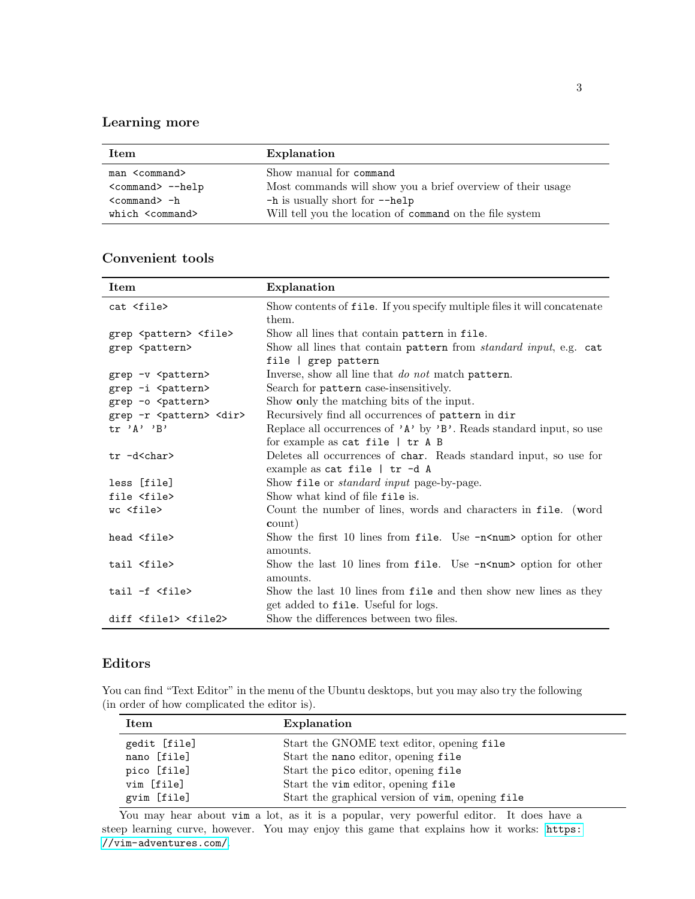## Learning more

| Item | Explanation |
| --- | --- |
| `man <command>` | Show manual for `command` |
| `<command> --help` | Most commands will show you a brief overview of their usage |
| `<command> -h` | `-h` is usually short for `--help` |
| `which <command>` | Will tell you the location of `command` on the file system |

## Convenient tools

| Item | Explanation |
| --- | --- |
| `cat <file>` | Show contents of `file`. If you specify multiple files it will concatenate them. |
| `grep <pattern> <file>` | Show all lines that contain `pattern` in `file`. |
| `grep <pattern>` | Show all lines that contain `pattern` from *standard input*, e.g. `cat file \| grep pattern` |
| `grep -v <pattern>` | Inverse, show all line that *do not* match `pattern`. |
| `grep -i <pattern>` | Search for `pattern` case-insensitively. |
| `grep -o <pattern>` | Show **o**nly the matching bits of the input. |
| `grep -r <pattern> <dir>` | Recursively find all occurrences of `pattern` in `dir` |
| `tr 'A' 'B'` | Replace all occurrences of `'A'` by `'B'`. Reads standard input, so use for example as `cat file \| tr A B` |
| `tr -d<char>` | Deletes all occurrences of `char`. Reads standard input, so use for example as `cat file \| tr -d A` |
| `less [file]` | Show `file` or *standard input* page-by-page. |
| `file <file>` | Show what kind of file `file` is. |
| `wc <file>` | Count the number of lines, words and characters in `file`. (**w**ord **c**ount) |
| `head <file>` | Show the first 10 lines from `file`. Use `-n<num>` option for other amounts. |
| `tail <file>` | Show the last 10 lines from `file`. Use `-n<num>` option for other amounts. |
| `tail -f <file>` | Show the last 10 lines from `file` and then show new lines as they get added to `file`. Useful for logs. |
| `diff <file1> <file2>` | Show the differences between two files. |

## Editors

You can find "Text Editor" in the menu of the Ubuntu desktops, but you may also try the following (in order of how complicated the editor is).

| Item | Explanation |
| --- | --- |
| `gedit [file]` | Start the GNOME text editor, opening `file` |
| `nano [file]` | Start the `nano` editor, opening `file` |
| `pico [file]` | Start the `pico` editor, opening `file` |
| `vim [file]` | Start the `vim` editor, opening `file` |
| `gvim [file]` | Start the graphical version of `vim`, opening `file` |

You may hear about `vim` a lot, as it is a popular, very powerful editor. It does have a steep learning curve, however. You may enjoy this game that explains how it works: https://vim-adventures.com/.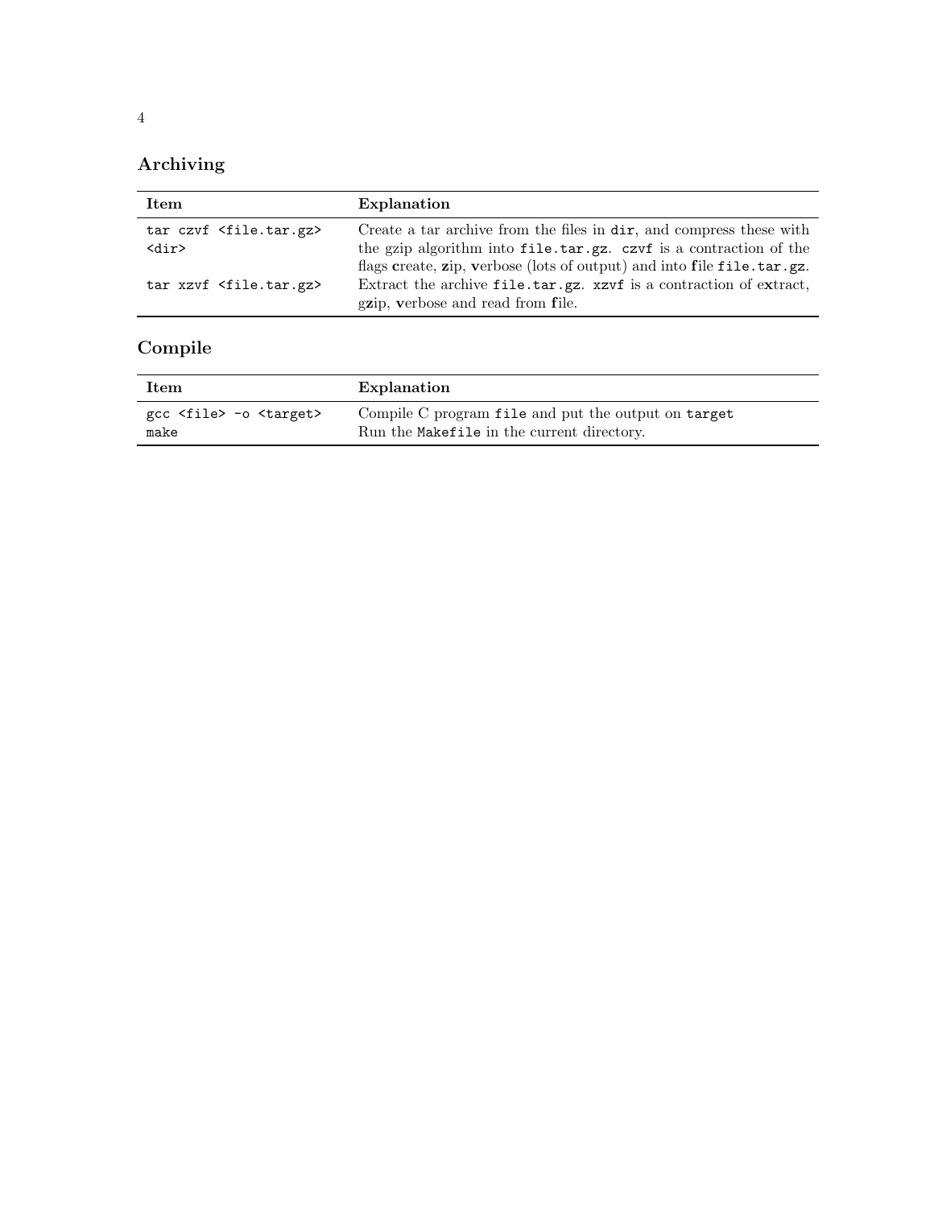## Archiving

| Item | Explanation |
| --- | --- |
| `tar czvf <file.tar.gz> <dir>` | Create a tar archive from the files in `dir`, and compress these with the gzip algorithm into `file.tar.gz`. `czvf` is a contraction of the flags **c**reate, **z**ip, **v**erbose (lots of output) and into **f**ile `file.tar.gz`. |
| `tar xzvf <file.tar.gz>` | Extract the archive `file.tar.gz`. `xzvf` is a contraction of e**x**tract, g**z**ip, **v**erbose and read from **f**ile. |

## Compile

| Item | Explanation |
| --- | --- |
| `gcc <file> -o <target>` | Compile C program `file` and put the output on `target` |
| `make` | Run the `Makefile` in the current directory. |